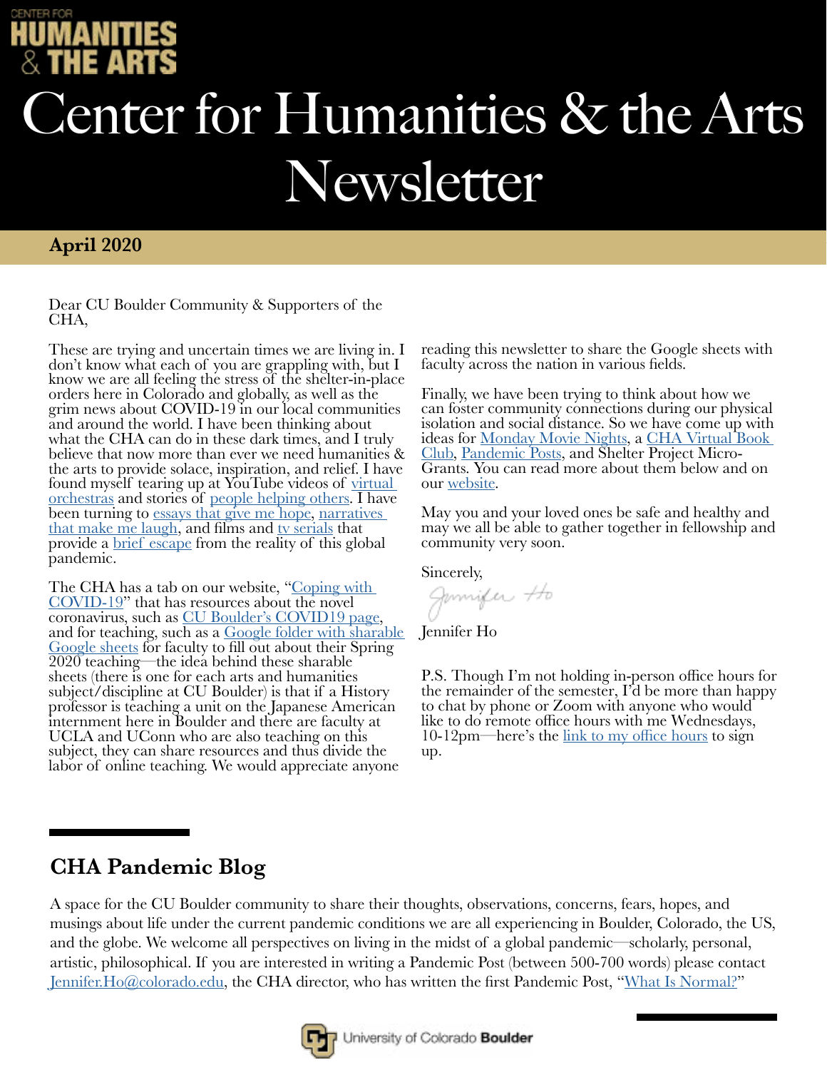# Center for Humanities & the Arts Newsletter

**April 2020**

Dear CU Boulder Community & Supporters of the CHA,

These are trying and uncertain times we are living in. I don't know what each of you are grappling with, but I know we are all feeling the stress of the shelter-in-place orders here in Colorado and globally, as well as the grim news about COVID-19 in our local communities and around the world. I have been thinking about what the CHA can do in these dark times, and I truly believe that now more than ever we need humanities & the arts to provide solace, inspiration, and relief. I have found myself tearing up at YouTube videos of virtual orchestras and stories of people helping others. I have been turning to essays that give me hope, narratives that make me laugh, and films and tv serials that provide a brief escape from the reality of this global pandemic.

The CHA has a tab on our website, "Coping with COVID-19" that has resources about the novel coronavirus, such as CU Boulder's COVID19 page, and for teaching, such as a Google folder with sharable Google sheets for faculty to fill out about their Spring 2020 teaching—the idea behind these sharable sheets (there is one for each arts and humanities subject/discipline at CU Boulder) is that if a History professor is teaching a unit on the Japanese American internment here in Boulder and there are faculty at UCLA and UConn who are also teaching on this subject, they can share resources and thus divide the labor of online teaching. We would appreciate anyone reading this newsletter to share the Google sheets with faculty across the nation in various fields.

Finally, we have been trying to think about how we can foster community connections during our physical isolation and social distance. So we have come up with ideas for Monday Movie Nights, a CHA Virtual Book Club, Pandemic Posts, and Shelter Project Micro-Grants. You can read more about them below and on our website.

May you and your loved ones be safe and healthy and may we all be able to gather together in fellowship and community very soon.

Sincerely,

Jennifer Ho

P.S. Though I'm not holding in-person office hours for the remainder of the semester, I'd be more than happy to chat by phone or Zoom with anyone who would like to do remote office hours with me Wednesdays, 10-12pm—here's the link to my office hours to sign up.

## CHA Pandemic Blog

A space for the CU Boulder community to share their thoughts, observations, concerns, fears, hopes, and musings about life under the current pandemic conditions we are all experiencing in Boulder, Colorado, the US, and the globe. We welcome all perspectives on living in the midst of a global pandemic—scholarly, personal, artistic, philosophical. If you are interested in writing a Pandemic Post (between 500-700 words) please contact Jennifer.Ho@colorado.edu, the CHA director, who has written the first Pandemic Post, "What Is Normal?"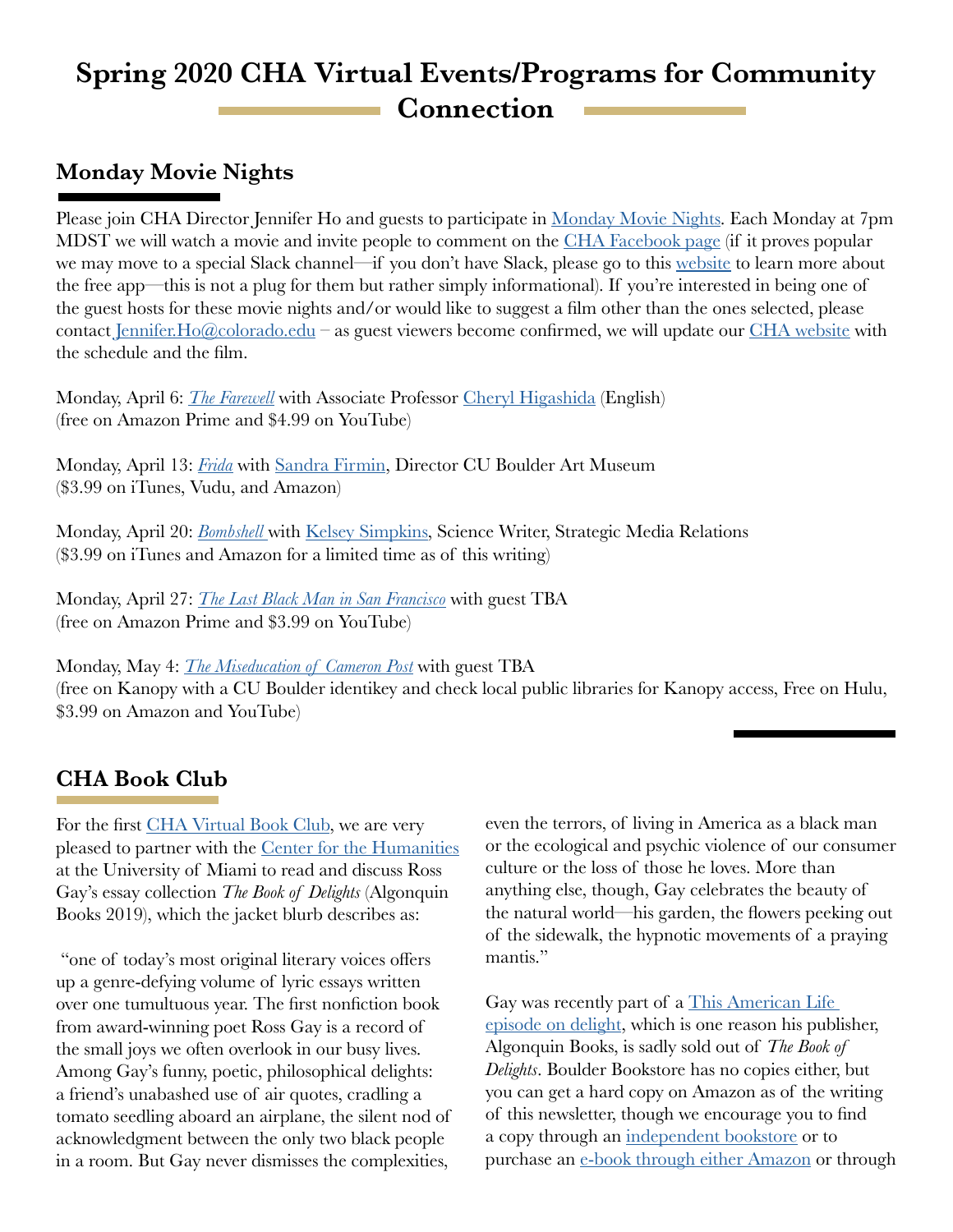# Spring 2020 CHA Virtual Events/Programs for Community Connection

## Monday Movie Nights

Please join CHA Director Jennifer Ho and guests to participate in Monday Movie Nights. Each Monday at 7pm MDST we will watch a movie and invite people to comment on the CHA Facebook page (if it proves popular we may move to a special Slack channel—if you don't have Slack, please go to this website to learn more about the free app—this is not a plug for them but rather simply informational). If you're interested in being one of the guest hosts for these movie nights and/or would like to suggest a film other than the ones selected, please contact Jennifer.Ho@colorado.edu – as guest viewers become confirmed, we will update our CHA website with the schedule and the film.

Monday, April 6: *The Farewell* with Associate Professor Cheryl Higashida (English)
(free on Amazon Prime and $4.99 on YouTube)

Monday, April 13: *Frida* with Sandra Firmin, Director CU Boulder Art Museum
($3.99 on iTunes, Vudu, and Amazon)

Monday, April 20: *Bombshell* with Kelsey Simpkins, Science Writer, Strategic Media Relations
($3.99 on iTunes and Amazon for a limited time as of this writing)

Monday, April 27: *The Last Black Man in San Francisco* with guest TBA
(free on Amazon Prime and $3.99 on YouTube)

Monday, May 4: *The Miseducation of Cameron Post* with guest TBA
(free on Kanopy with a CU Boulder identikey and check local public libraries for Kanopy access, Free on Hulu, $3.99 on Amazon and YouTube)

## CHA Book Club

For the first CHA Virtual Book Club, we are very pleased to partner with the Center for the Humanities at the University of Miami to read and discuss Ross Gay's essay collection *The Book of Delights* (Algonquin Books 2019), which the jacket blurb describes as:

"one of today's most original literary voices offers up a genre-defying volume of lyric essays written over one tumultuous year. The first nonfiction book from award-winning poet Ross Gay is a record of the small joys we often overlook in our busy lives. Among Gay's funny, poetic, philosophical delights: a friend's unabashed use of air quotes, cradling a tomato seedling aboard an airplane, the silent nod of acknowledgment between the only two black people in a room. But Gay never dismisses the complexities, even the terrors, of living in America as a black man or the ecological and psychic violence of our consumer culture or the loss of those he loves. More than anything else, though, Gay celebrates the beauty of the natural world—his garden, the flowers peeking out of the sidewalk, the hypnotic movements of a praying mantis."

Gay was recently part of a This American Life episode on delight, which is one reason his publisher, Algonquin Books, is sadly sold out of *The Book of Delights*. Boulder Bookstore has no copies either, but you can get a hard copy on Amazon as of the writing of this newsletter, though we encourage you to find a copy through an independent bookstore or to purchase an e-book through either Amazon or through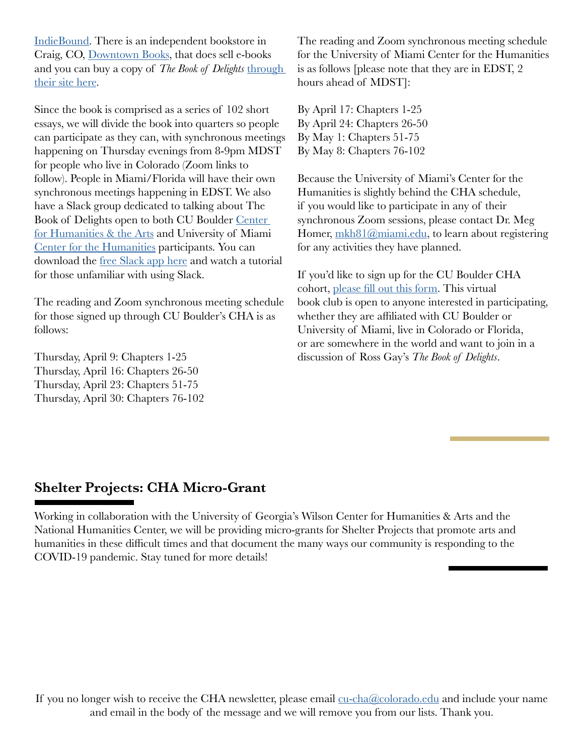IndieBound. There is an independent bookstore in Craig, CO, Downtown Books, that does sell e-books and you can buy a copy of *The Book of Delights* through their site here.

Since the book is comprised as a series of 102 short essays, we will divide the book into quarters so people can participate as they can, with synchronous meetings happening on Thursday evenings from 8-9pm MDST for people who live in Colorado (Zoom links to follow). People in Miami/Florida will have their own synchronous meetings happening in EDST. We also have a Slack group dedicated to talking about The Book of Delights open to both CU Boulder Center for Humanities & the Arts and University of Miami Center for the Humanities participants. You can download the free Slack app here and watch a tutorial for those unfamiliar with using Slack.

The reading and Zoom synchronous meeting schedule for those signed up through CU Boulder's CHA is as follows:

Thursday, April 9: Chapters 1-25
Thursday, April 16: Chapters 26-50
Thursday, April 23: Chapters 51-75
Thursday, April 30: Chapters 76-102

The reading and Zoom synchronous meeting schedule for the University of Miami Center for the Humanities is as follows [please note that they are in EDST, 2 hours ahead of MDST]:

By April 17: Chapters 1-25
By April 24: Chapters 26-50
By May 1: Chapters 51-75
By May 8: Chapters 76-102

Because the University of Miami's Center for the Humanities is slightly behind the CHA schedule, if you would like to participate in any of their synchronous Zoom sessions, please contact Dr. Meg Homer, mkh81@miami.edu, to learn about registering for any activities they have planned.

If you'd like to sign up for the CU Boulder CHA cohort, please fill out this form. This virtual book club is open to anyone interested in participating, whether they are affiliated with CU Boulder or University of Miami, live in Colorado or Florida, or are somewhere in the world and want to join in a discussion of Ross Gay's *The Book of Delights*.

## Shelter Projects: CHA Micro-Grant

Working in collaboration with the University of Georgia's Wilson Center for Humanities & Arts and the National Humanities Center, we will be providing micro-grants for Shelter Projects that promote arts and humanities in these difficult times and that document the many ways our community is responding to the COVID-19 pandemic. Stay tuned for more details!

If you no longer wish to receive the CHA newsletter, please email cu-cha@colorado.edu and include your name and email in the body of the message and we will remove you from our lists. Thank you.